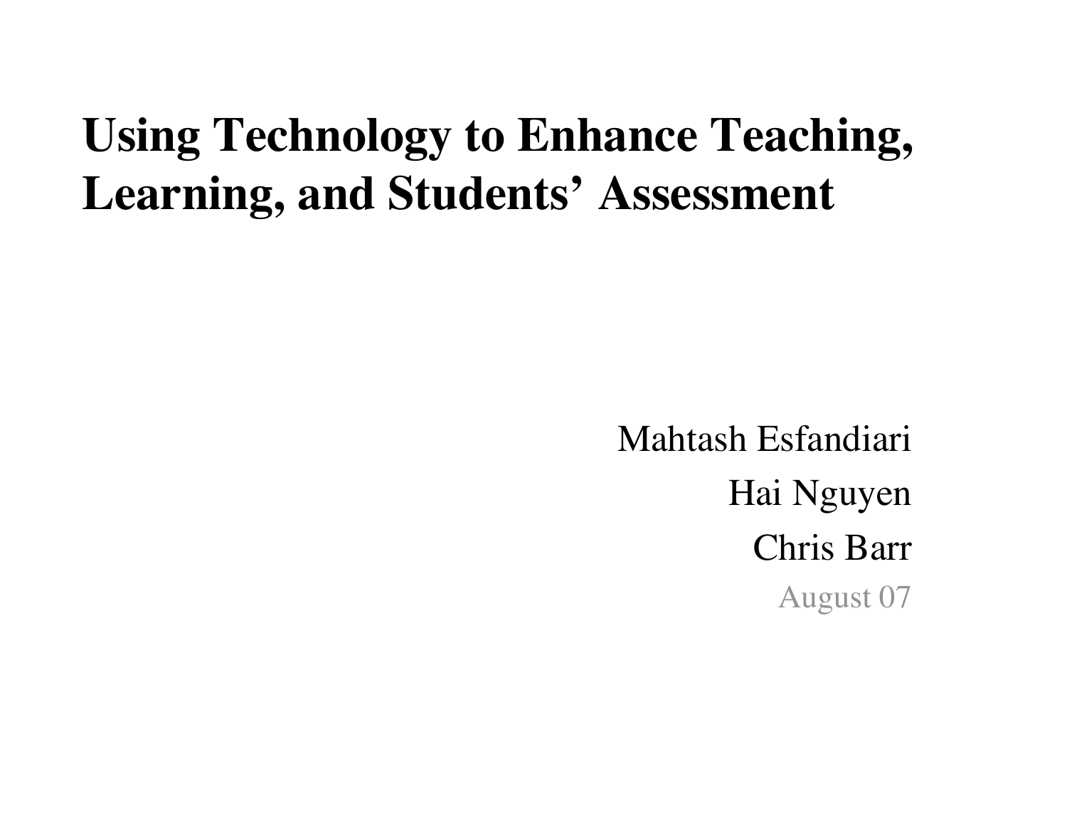# Using Technology to Enhance Teaching, Learning, and Students' Assessment

Mahtash Esfandiari

Hai Nguyen

Chris Barr

August 07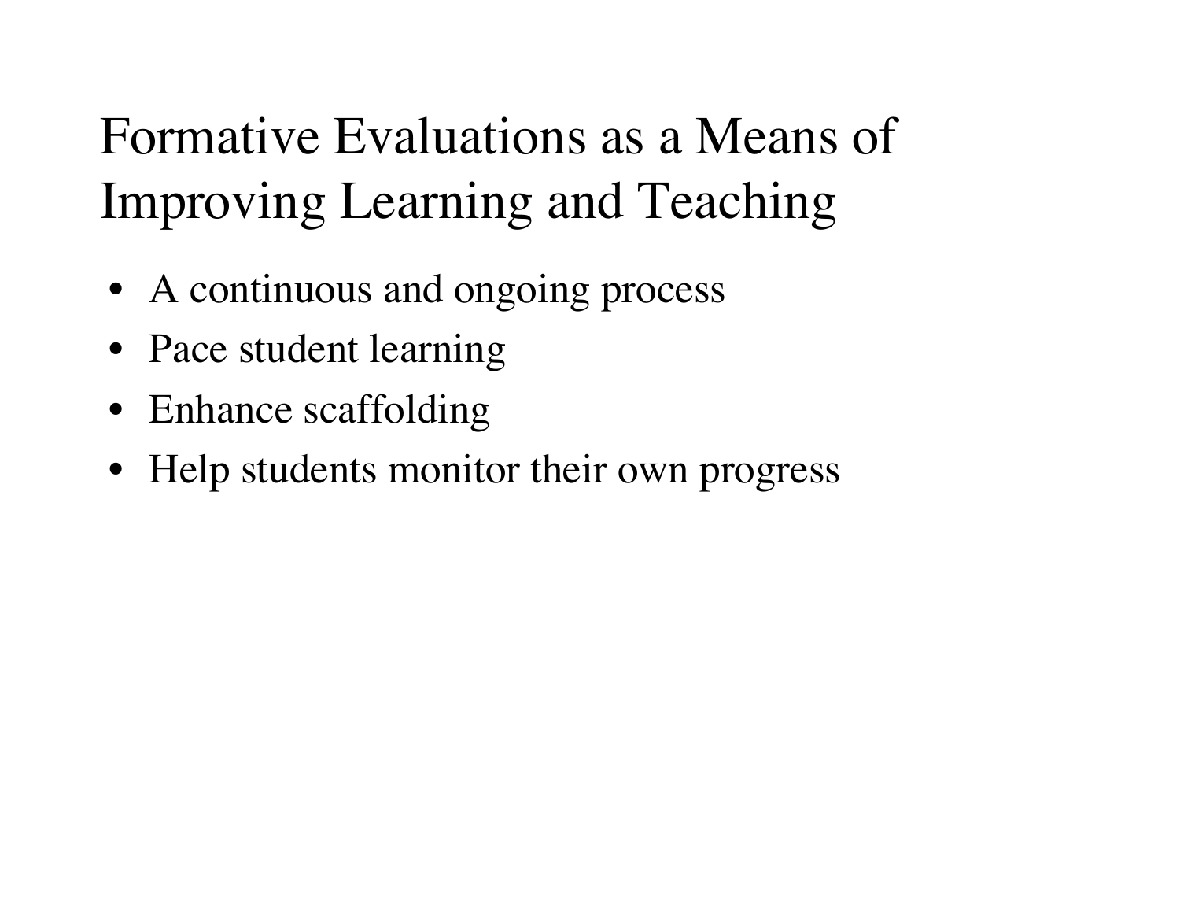# Formative Evaluations as a Means of Improving Learning and Teaching

- A continuous and ongoing process
- Pace student learning
- Enhance scaffolding
- Help students monitor their own progress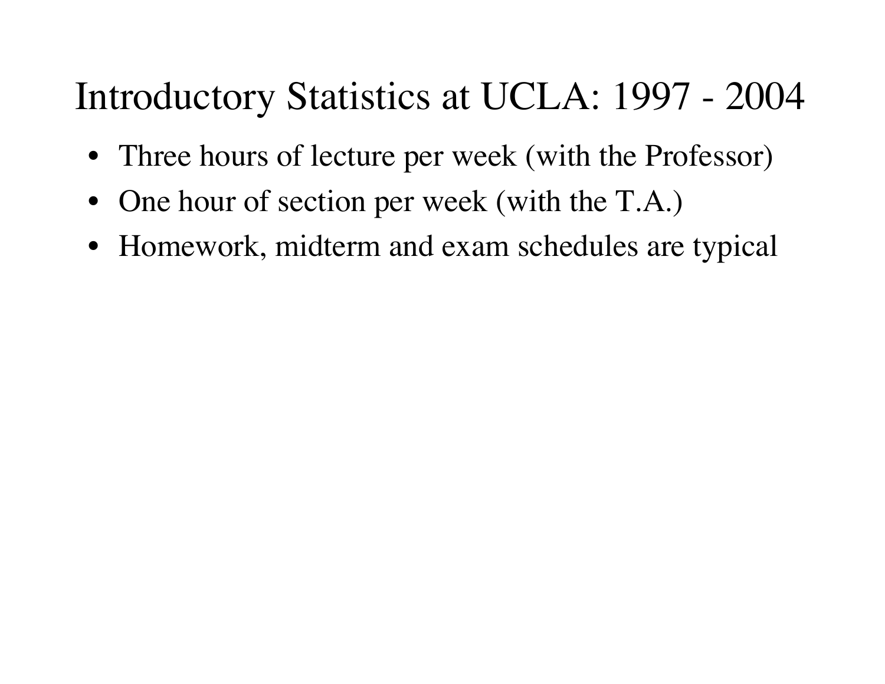# Introductory Statistics at UCLA: 1997 - 2004

- Three hours of lecture per week (with the Professor)
- One hour of section per week (with the T.A.)
- Homework, midterm and exam schedules are typical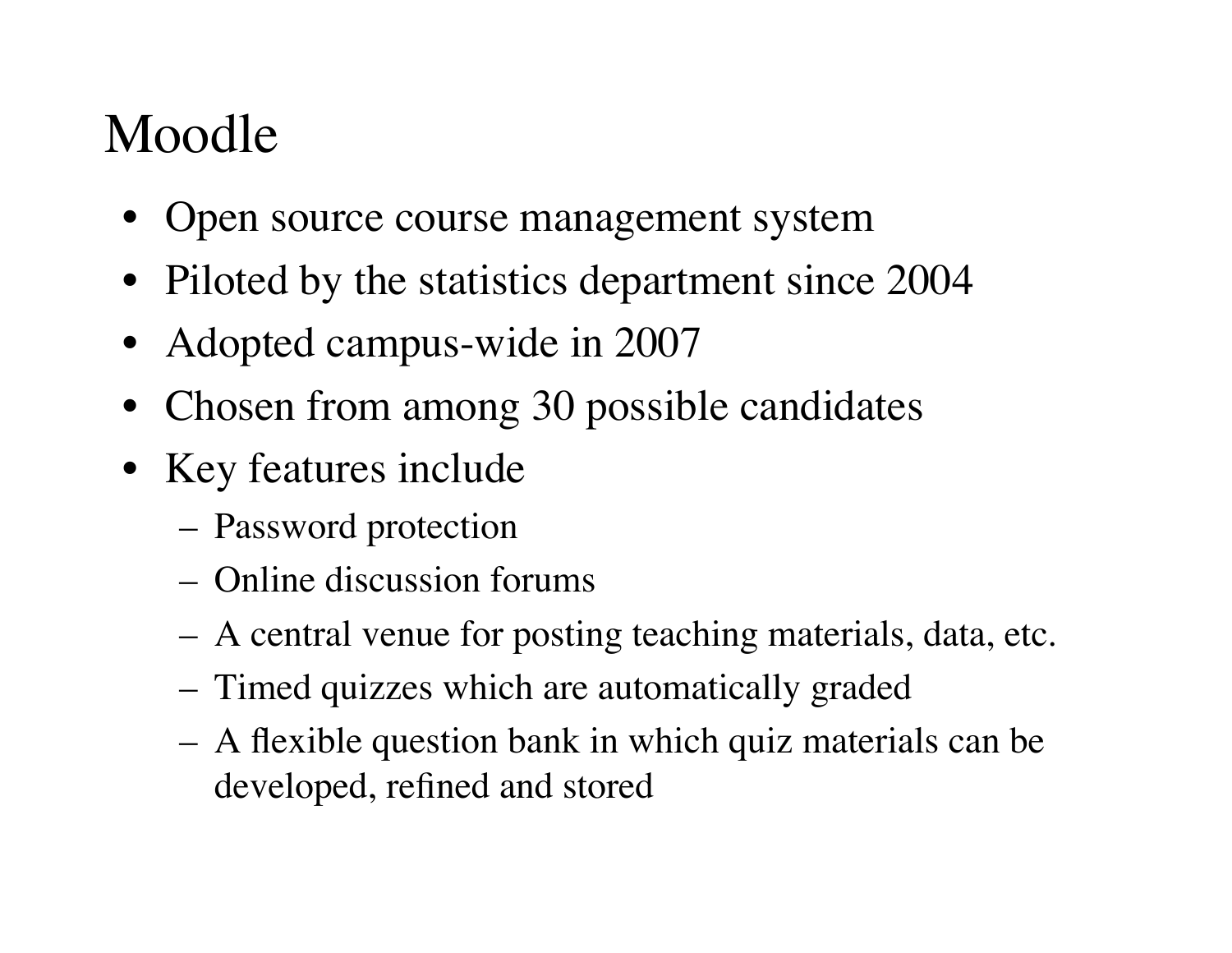# Moodle

- Open source course management system
- Piloted by the statistics department since 2004
- Adopted campus-wide in 2007
- Chosen from among 30 possible candidates
- Key features include
  - Password protection
  - Online discussion forums
  - A central venue for posting teaching materials, data, etc.
  - Timed quizzes which are automatically graded
  - A flexible question bank in which quiz materials can be developed, refined and stored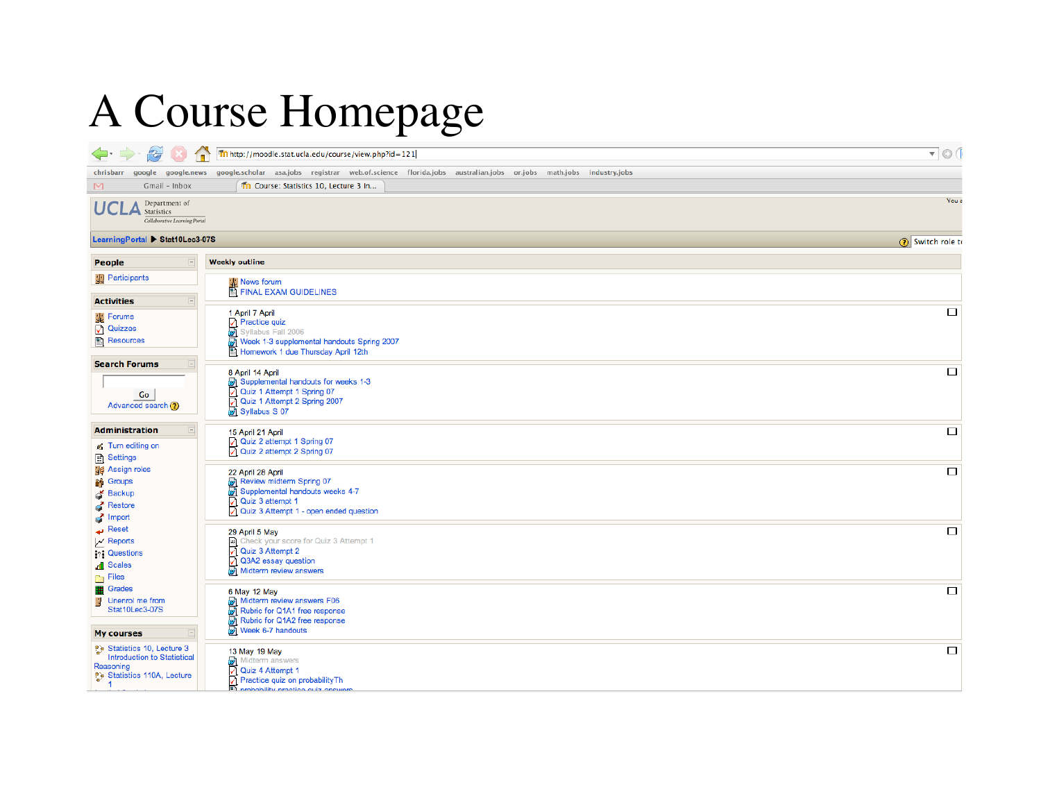# A Course Homepage

http://moodle.stat.ucla.edu/course/view.php?id=121

chrisbarr google google.news google.scholar asa.jobs registrar web.of.science florida.jobs australian.jobs or.jobs math.jobs industry.jobs

Gmail - Inbox | Course: Statistics 10, Lecture 3 In...

UCLA Department of Statistics — Collaborative Learning Portal

LearningPortal ▶ Stat10Lec3-07S

Switch role to

**People**
- Participants

**Activities**
- Forums
- Quizzes
- Resources

**Search Forums**
- Go
- Advanced search

**Administration**
- Turn editing on
- Settings
- Assign roles
- Groups
- Backup
- Restore
- Import
- Reset
- Reports
- Questions
- Scales
- Files
- Grades
- Unenrol me from Stat10Lec3-07S

**My courses**
- Statistics 10, Lecture 3 Introduction to Statistical Reasoning
- Statistics 110A, Lecture 1

**Weekly outline**

- News forum
- FINAL EXAM GUIDELINES

1 April 7 April
- Practice quiz
- Syllabus Fall 2006
- Week 1-3 supplemental handouts Spring 2007
- Homework 1 due Thursday April 12th

8 April 14 April
- Supplemental handouts for weeks 1-3
- Quiz 1 Attempt 1 Spring 07
- Quiz 1 Attempt 2 Spring 2007
- Syllabus S 07

15 April 21 April
- Quiz 2 attempt 1 Spring 07
- Quiz 2 attempt 2 Spring 07

22 April 28 April
- Review midterm Spring 07
- Supplemental handouts weeks 4-7
- Quiz 3 attempt 1
- Quiz 3 Attempt 1 - open ended question

29 April 5 May
- Check your score for Quiz 3 Attempt 1
- Quiz 3 Attempt 2
- Q3A2 essay question
- Midterm review answers

6 May 12 May
- Midterm review answers F06
- Rubric for Q1A1 free response
- Rubric for Q1A2 free response
- Week 6-7 handouts

13 May 19 May
- Midterm answers
- Quiz 4 Attempt 1
- Practice quiz on probabilityTh
- probability practice quiz answers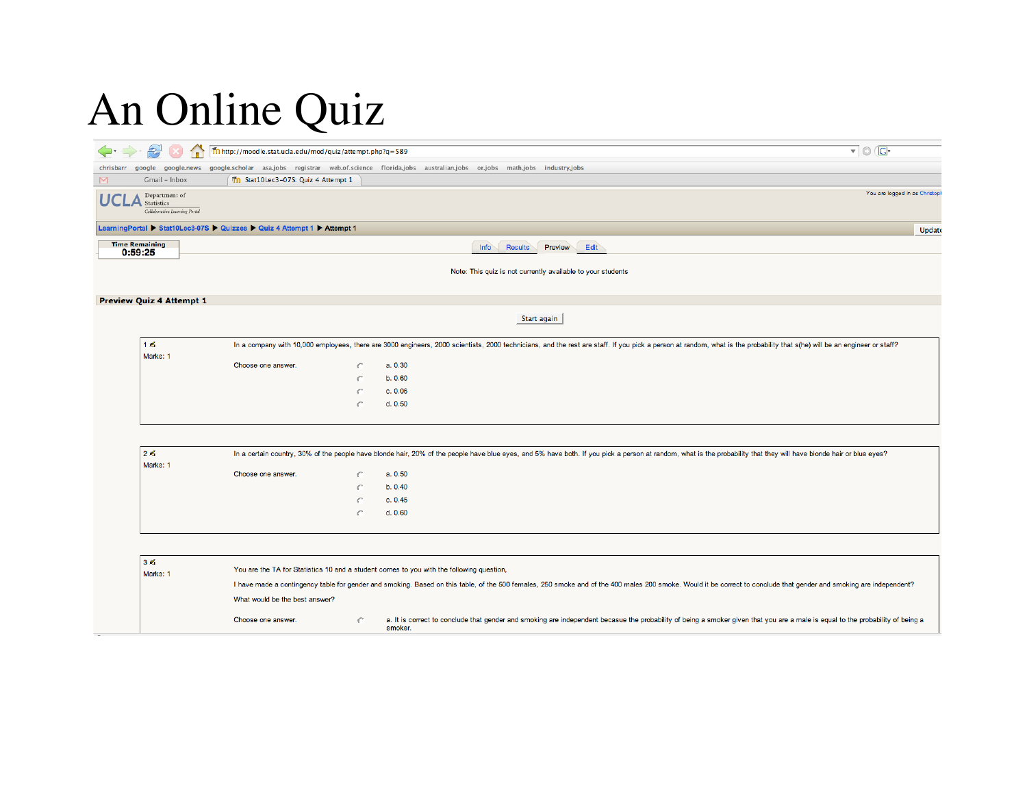# An Online Quiz

Time Remaining 0:59:25

Info | Results | Preview | Edit

Note: This quiz is not currently available to your students

**Preview Quiz 4 Attempt 1**

Start again

**1**
Marks: 1

In a company with 10,000 employees, there are 3000 engineers, 2000 scientists, 2000 technicians, and the rest are staff. If you pick a person at random, what is the probability that s(he) will be an engineer or staff?

Choose one answer.

- a. 0.30
- b. 0.60
- c. 0.06
- d. 0.50

**2**
Marks: 1

In a certain country, 30% of the people have blonde hair, 20% of the people have blue eyes, and 5% have both. If you pick a person at random, what is the probability that they will have blonde hair or blue eyes?

Choose one answer.

- a. 0.50
- b. 0.40
- c. 0.45
- d. 0.60

**3**
Marks: 1

You are the TA for Statistics 10 and a student comes to you with the following question,

I have made a contingency table for gender and smoking. Based on this table, of the 500 females, 250 smoke and of the 400 males 200 smoke. Would it be correct to conclude that gender and smoking are independent?

What would be the best answer?

Choose one answer.

- a. It is correct to conclude that gender and smoking are independent becasue the probability of being a smoker given that you are a male is equal to the probability of being a smoker.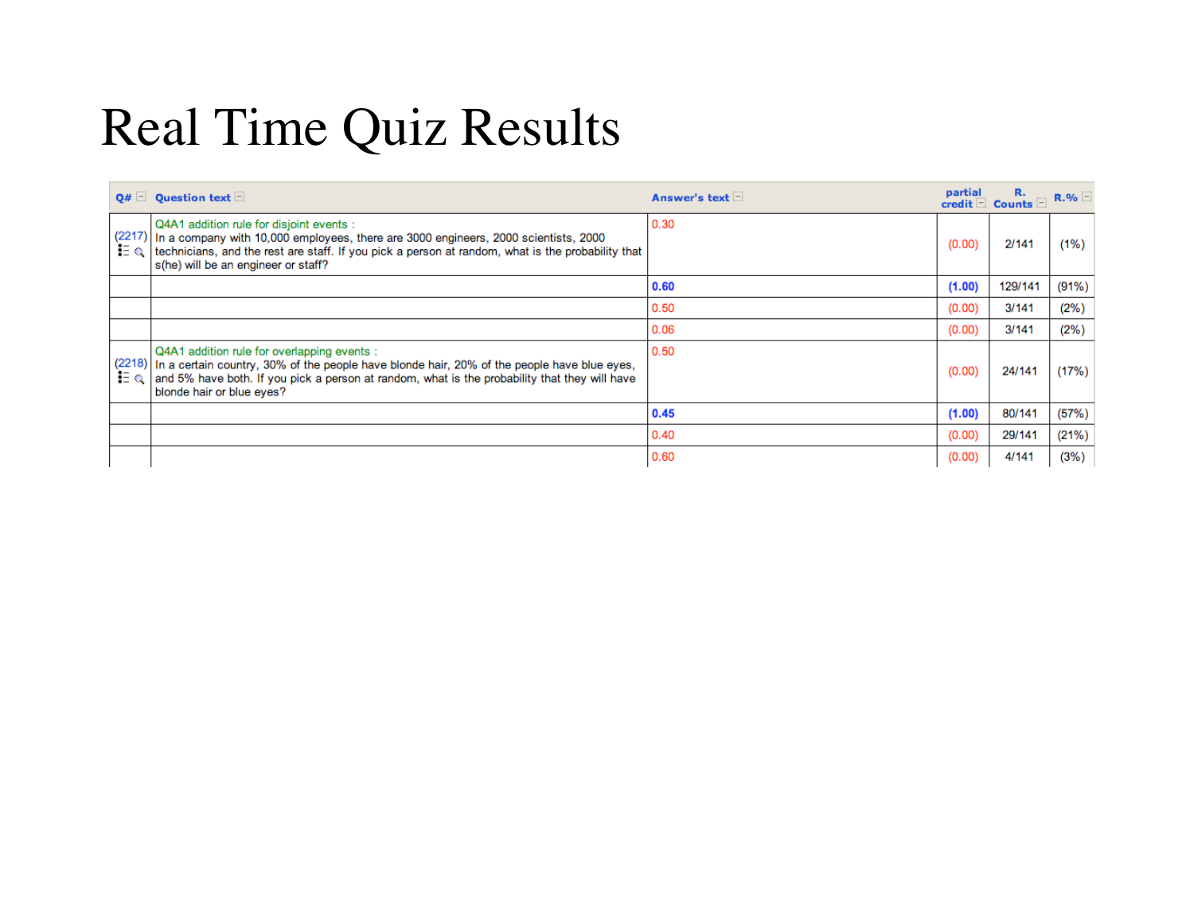# Real Time Quiz Results

| Q# | Question text | Answer's text | partial credit | R. Counts | R.% |
|---|---|---|---|---|---|
| (2217) | Q4A1 addition rule for disjoint events : In a company with 10,000 employees, there are 3000 engineers, 2000 scientists, 2000 technicians, and the rest are staff. If you pick a person at random, what is the probability that s(he) will be an engineer or staff? | 0.30 | (0.00) | 2/141 | (1%) |
| | | **0.60** | **(1.00)** | 129/141 | (91%) |
| | | 0.50 | (0.00) | 3/141 | (2%) |
| | | 0.06 | (0.00) | 3/141 | (2%) |
| (2218) | Q4A1 addition rule for overlapping events : In a certain country, 30% of the people have blonde hair, 20% of the people have blue eyes, and 5% have both. If you pick a person at random, what is the probability that they will have blonde hair or blue eyes? | 0.50 | (0.00) | 24/141 | (17%) |
| | | **0.45** | **(1.00)** | 80/141 | (57%) |
| | | 0.40 | (0.00) | 29/141 | (21%) |
| | | 0.60 | (0.00) | 4/141 | (3%) |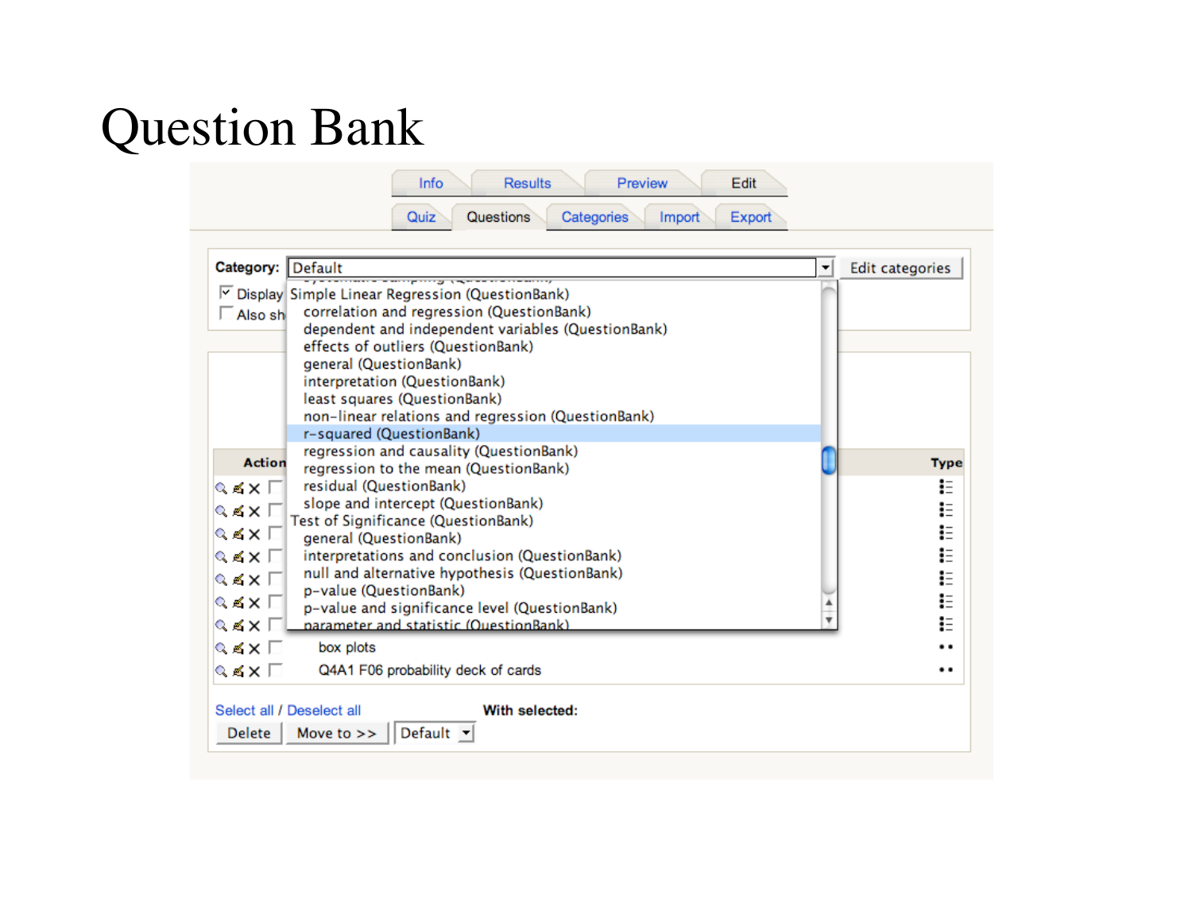# Question Bank

Info | Results | Preview | Edit

Quiz | Questions | Categories | Import | Export

**Category:** Default ▾ | Edit categories

- Simple Linear Regression (QuestionBank)
  - correlation and regression (QuestionBank)
  - dependent and independent variables (QuestionBank)
  - effects of outliers (QuestionBank)
  - general (QuestionBank)
  - interpretation (QuestionBank)
  - least squares (QuestionBank)
  - non-linear relations and regression (QuestionBank)
  - r-squared (QuestionBank)
  - regression and causality (QuestionBank)
  - regression to the mean (QuestionBank)
  - residual (QuestionBank)
  - slope and intercept (QuestionBank)
- Test of Significance (QuestionBank)
  - general (QuestionBank)
  - interpretations and conclusion (QuestionBank)
  - null and alternative hypothesis (QuestionBank)
  - p-value (QuestionBank)
  - p-value and significance level (QuestionBank)
  - parameter and statistic (QuestionBank)

☑ Display

☐ Also sh

| Action | | Type |
|---|---|---|
| | box plots | |
| | Q4A1 F06 probability deck of cards | |

Select all / Deselect all

**With selected:**

Delete | Move to >> | Default ▾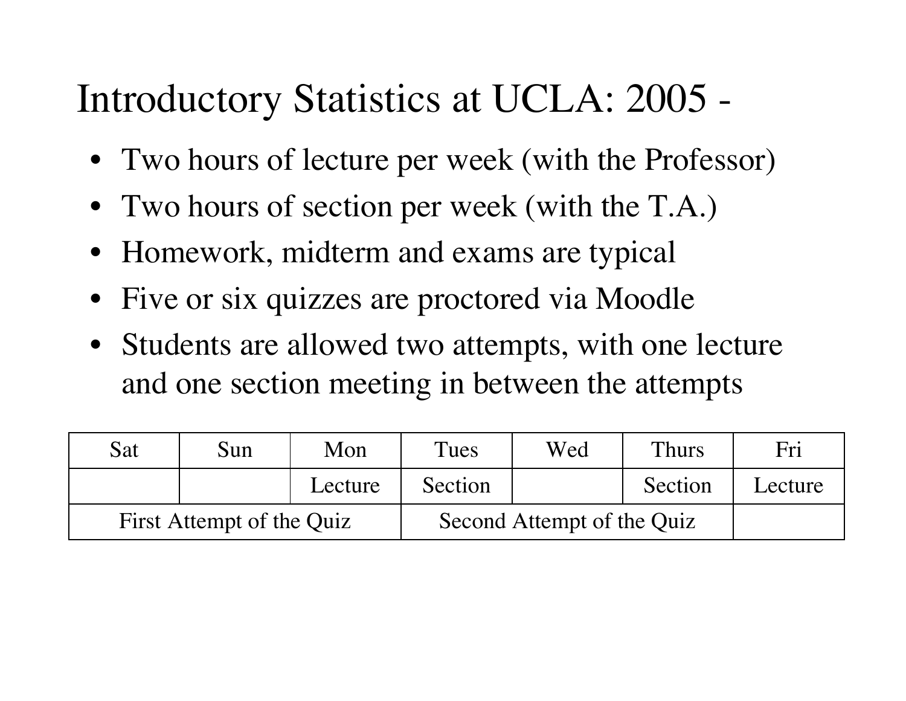# Introductory Statistics at UCLA: 2005 -

- Two hours of lecture per week (with the Professor)
- Two hours of section per week (with the T.A.)
- Homework, midterm and exams are typical
- Five or six quizzes are proctored via Moodle
- Students are allowed two attempts, with one lecture and one section meeting in between the attempts

| Sat | Sun | Mon | Tues | Wed | Thurs | Fri |
|---|---|---|---|---|---|---|
| | | Lecture | Section | | Section | Lecture |
| First Attempt of the Quiz | | | Second Attempt of the Quiz | | | |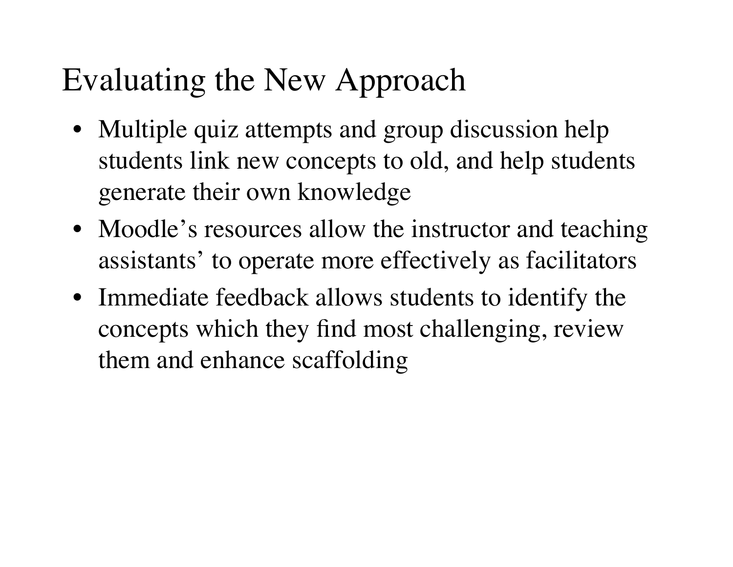# Evaluating the New Approach

- Multiple quiz attempts and group discussion help students link new concepts to old, and help students generate their own knowledge
- Moodle's resources allow the instructor and teaching assistants' to operate more effectively as facilitators
- Immediate feedback allows students to identify the concepts which they find most challenging, review them and enhance scaffolding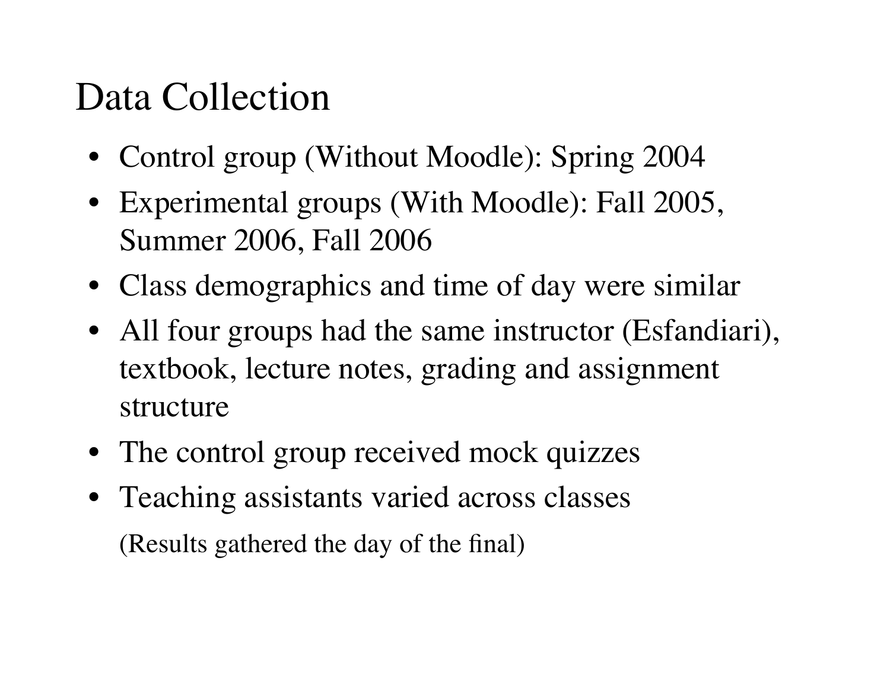# Data Collection

- Control group (Without Moodle): Spring 2004
- Experimental groups (With Moodle): Fall 2005, Summer 2006, Fall 2006
- Class demographics and time of day were similar
- All four groups had the same instructor (Esfandiari), textbook, lecture notes, grading and assignment structure
- The control group received mock quizzes
- Teaching assistants varied across classes

  (Results gathered the day of the final)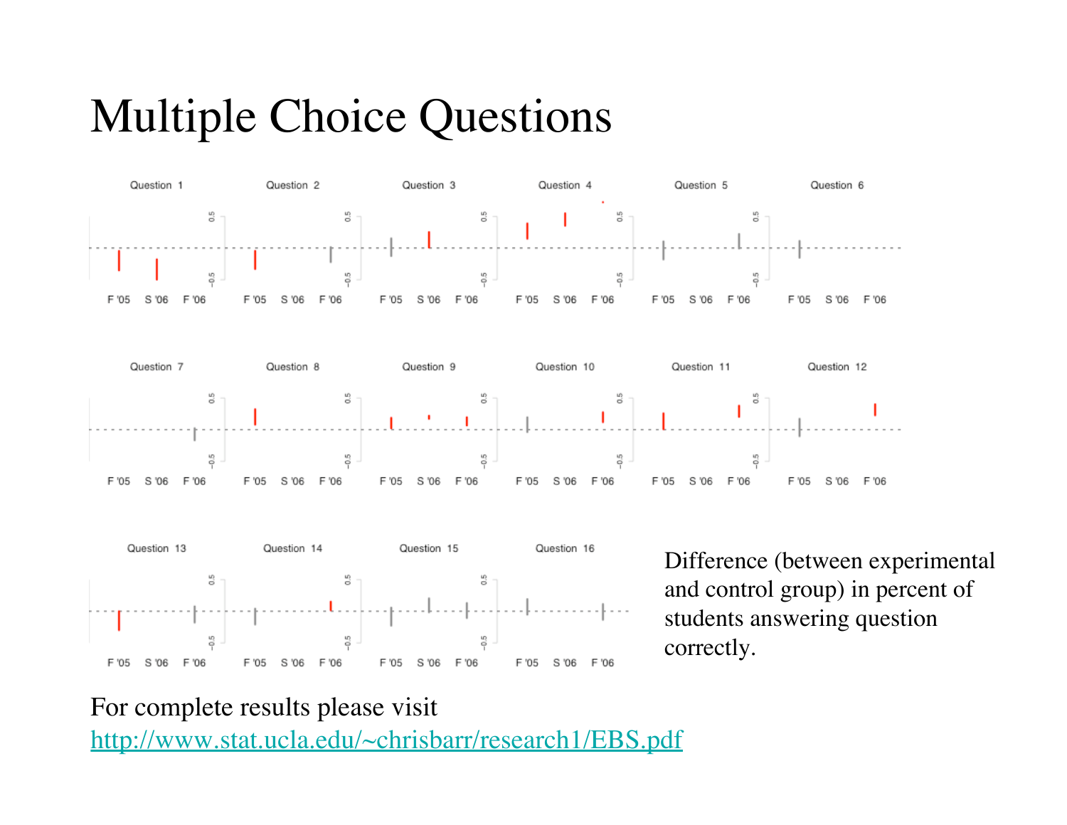# Multiple Choice Questions

Difference (between experimental and control group) in percent of students answering question correctly.

For complete results please visit
http://www.stat.ucla.edu/~chrisbarr/research1/EBS.pdf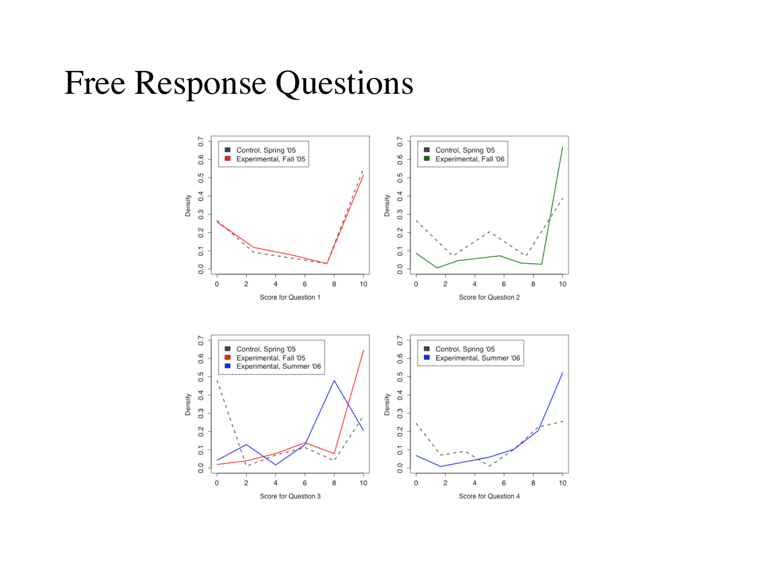# Free Response Questions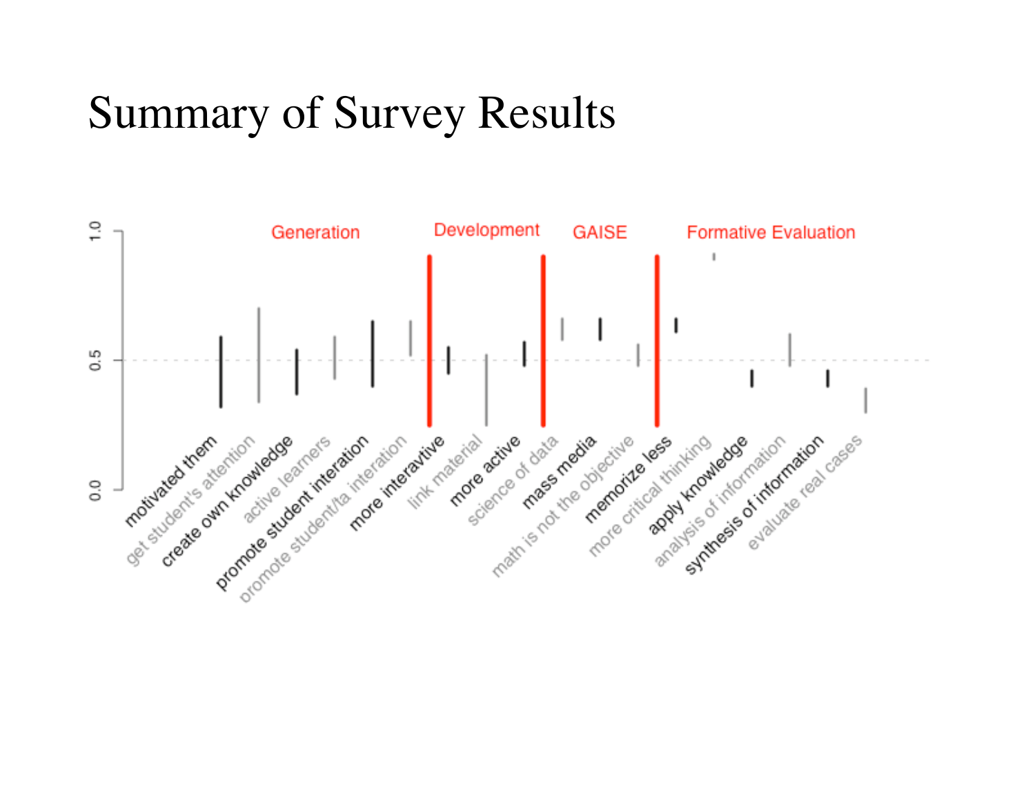# Summary of Survey Results

Generation | Development | GAISE | Formative Evaluation

1.0
0.5
0.0

motivated them, get student's attention, create own knowledge, active learners, promote student interation, promote student/ta interation, more interavtive, link material, more active, science of data, mass media, math is not the objective, memorize less, more critical thinking, apply knowledge, analysis of information, synthesis of information, evaluate real cases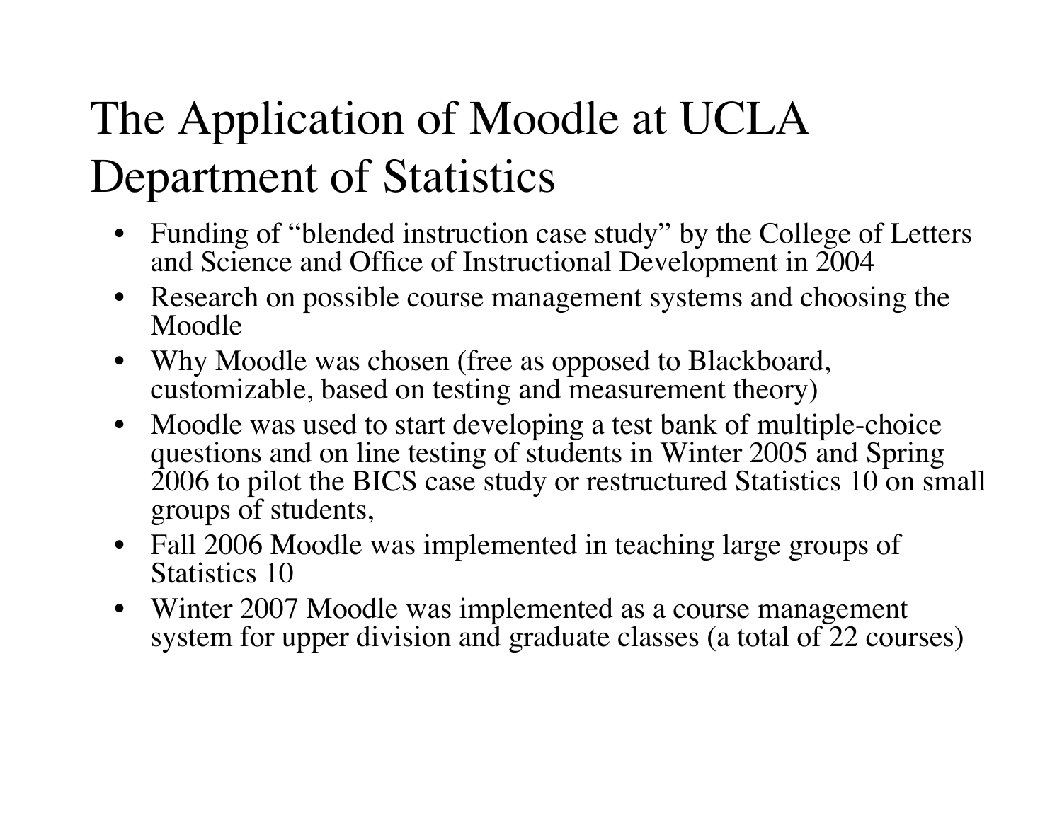# The Application of Moodle at UCLA Department of Statistics

- Funding of "blended instruction case study" by the College of Letters and Science and Office of Instructional Development in 2004
- Research on possible course management systems and choosing the Moodle
- Why Moodle was chosen (free as opposed to Blackboard, customizable, based on testing and measurement theory)
- Moodle was used to start developing a test bank of multiple-choice questions and on line testing of students in Winter 2005 and Spring 2006 to pilot the BICS case study or restructured Statistics 10 on small groups of students,
- Fall 2006 Moodle was implemented in teaching large groups of Statistics 10
- Winter 2007 Moodle was implemented as a course management system for upper division and graduate classes (a total of 22 courses)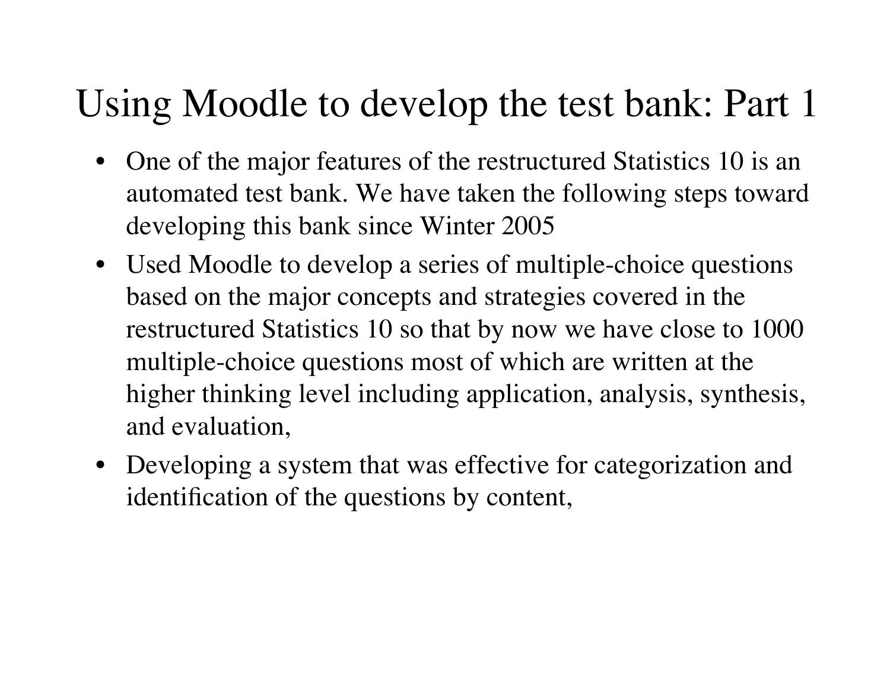# Using Moodle to develop the test bank: Part 1

- One of the major features of the restructured Statistics 10 is an automated test bank. We have taken the following steps toward developing this bank since Winter 2005
- Used Moodle to develop a series of multiple-choice questions based on the major concepts and strategies covered in the restructured Statistics 10 so that by now we have close to 1000 multiple-choice questions most of which are written at the higher thinking level including application, analysis, synthesis, and evaluation,
- Developing a system that was effective for categorization and identification of the questions by content,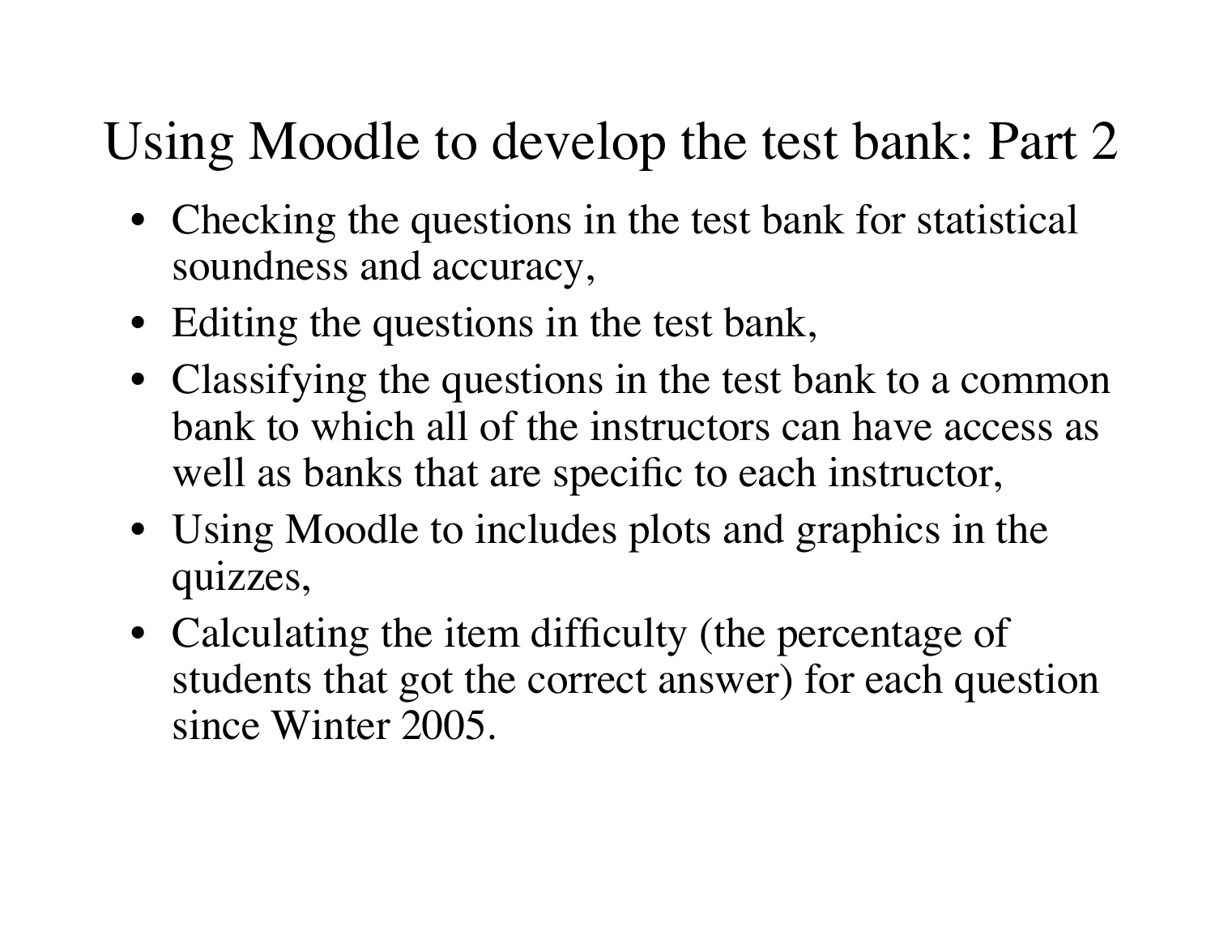# Using Moodle to develop the test bank: Part 2

- Checking the questions in the test bank for statistical soundness and accuracy,
- Editing the questions in the test bank,
- Classifying the questions in the test bank to a common bank to which all of the instructors can have access as well as banks that are specific to each instructor,
- Using Moodle to includes plots and graphics in the quizzes,
- Calculating the item difficulty (the percentage of students that got the correct answer) for each question since Winter 2005.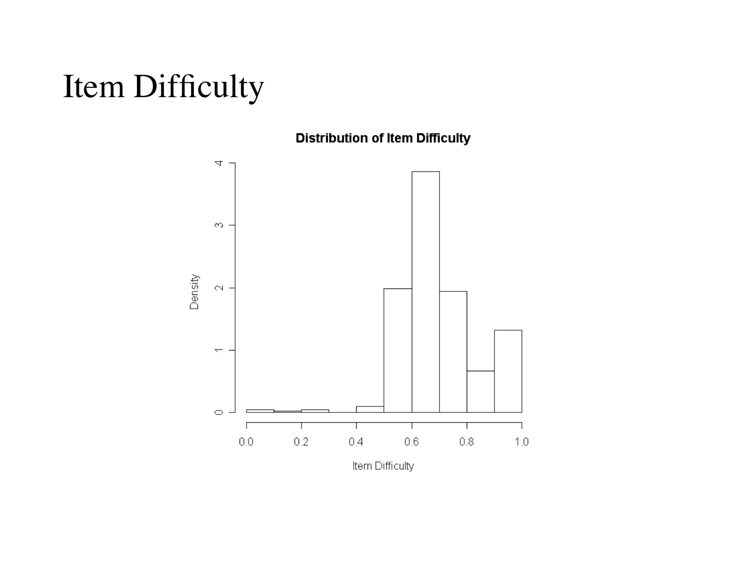# Item Difficulty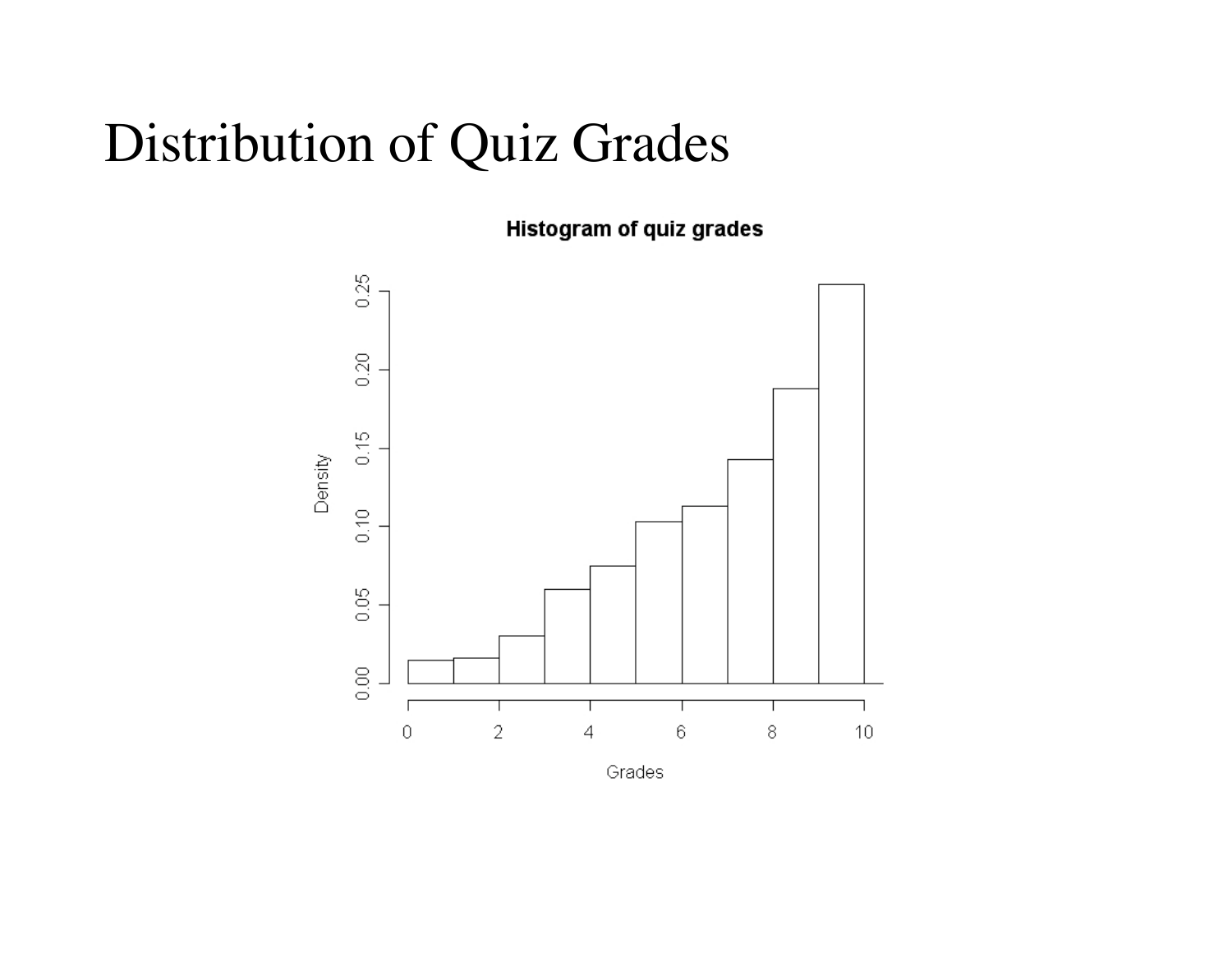# Distribution of Quiz Grades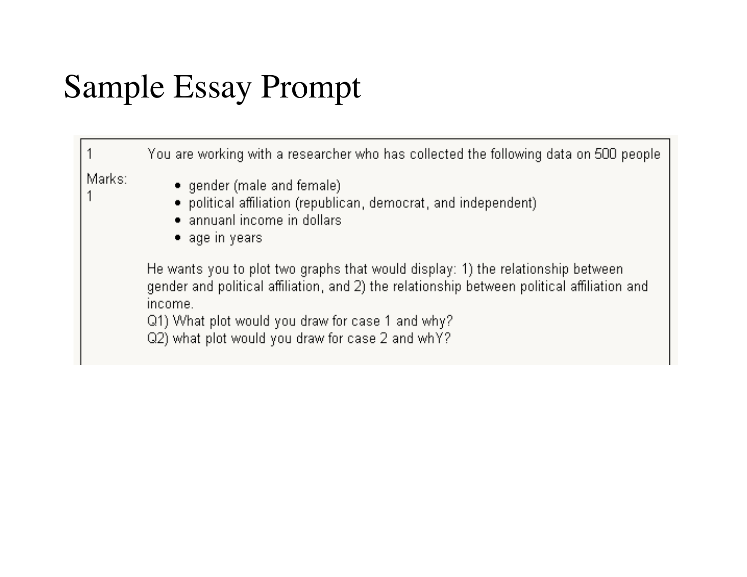# Sample Essay Prompt

1

Marks: 1

You are working with a researcher who has collected the following data on 500 people

- gender (male and female)
- political affiliation (republican, democrat, and independent)
- annuanl income in dollars
- age in years

He wants you to plot two graphs that would display: 1) the relationship between gender and political affiliation, and 2) the relationship between political affiliation and income.

Q1) What plot would you draw for case 1 and why?

Q2) what plot would you draw for case 2 and whY?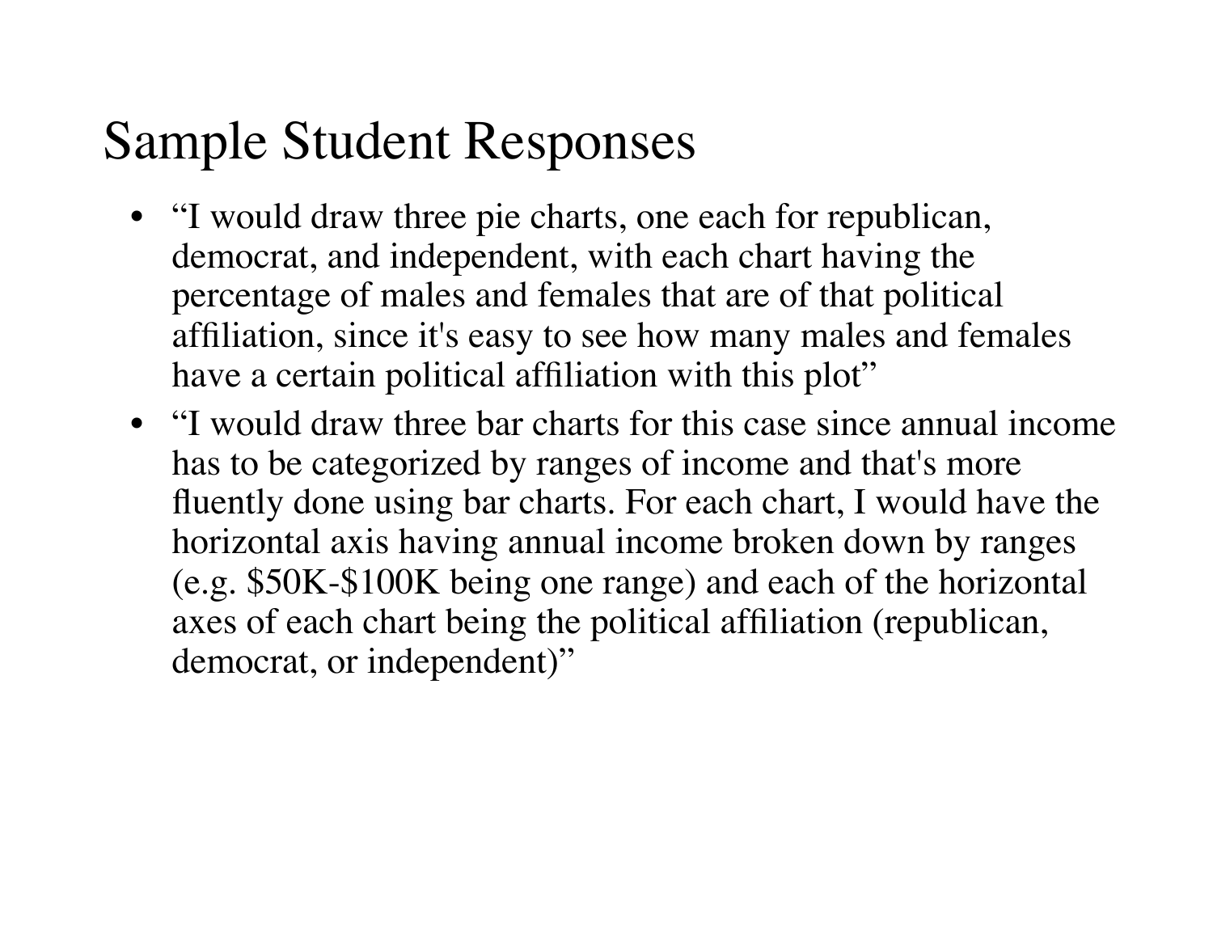# Sample Student Responses

- "I would draw three pie charts, one each for republican, democrat, and independent, with each chart having the percentage of males and females that are of that political affiliation, since it's easy to see how many males and females have a certain political affiliation with this plot"
- "I would draw three bar charts for this case since annual income has to be categorized by ranges of income and that's more fluently done using bar charts. For each chart, I would have the horizontal axis having annual income broken down by ranges (e.g. $50K-$100K being one range) and each of the horizontal axes of each chart being the political affiliation (republican, democrat, or independent)"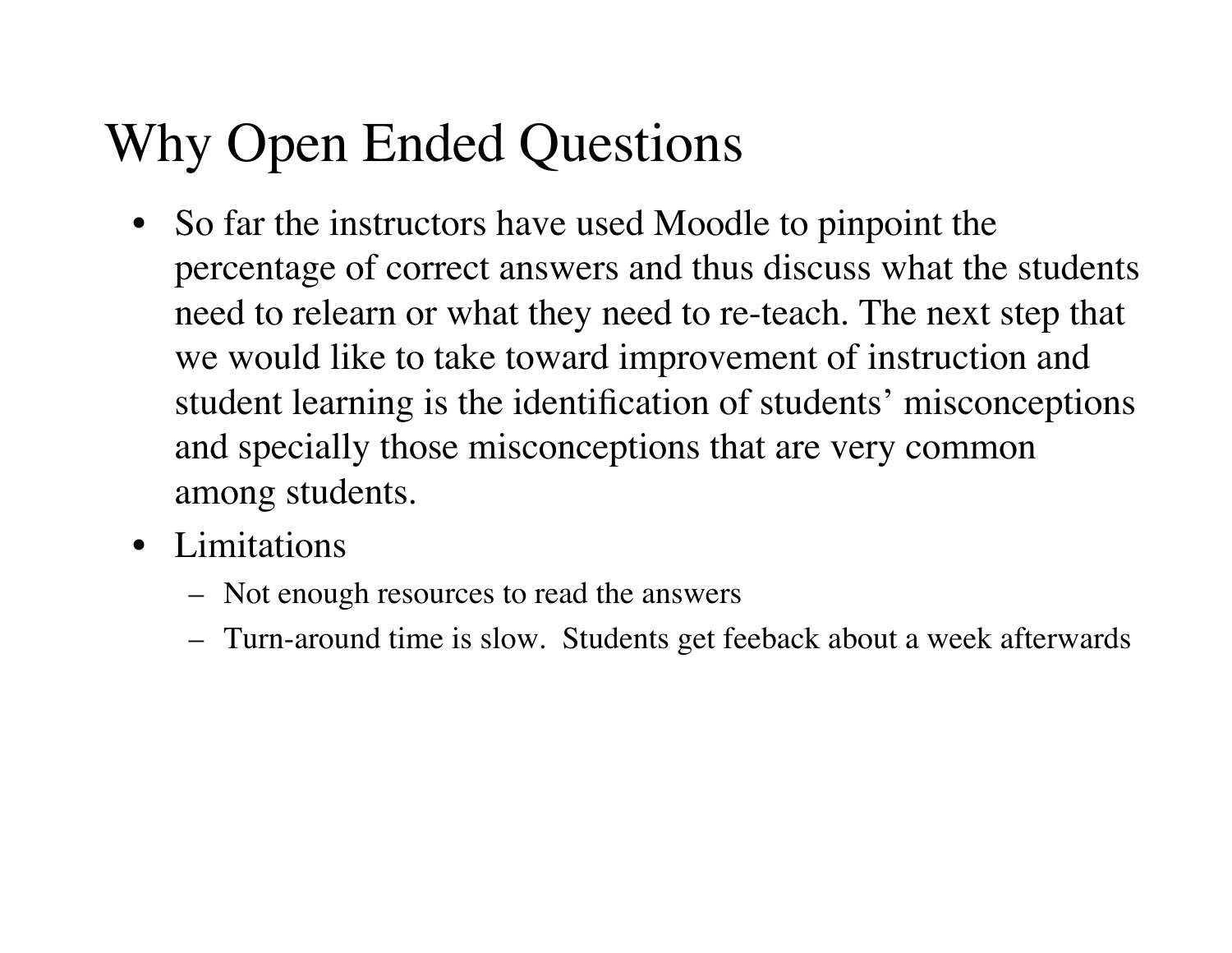# Why Open Ended Questions

- So far the instructors have used Moodle to pinpoint the percentage of correct answers and thus discuss what the students need to relearn or what they need to re-teach. The next step that we would like to take toward improvement of instruction and student learning is the identification of students' misconceptions and specially those misconceptions that are very common among students.
- Limitations
  - Not enough resources to read the answers
  - Turn-around time is slow. Students get feeback about a week afterwards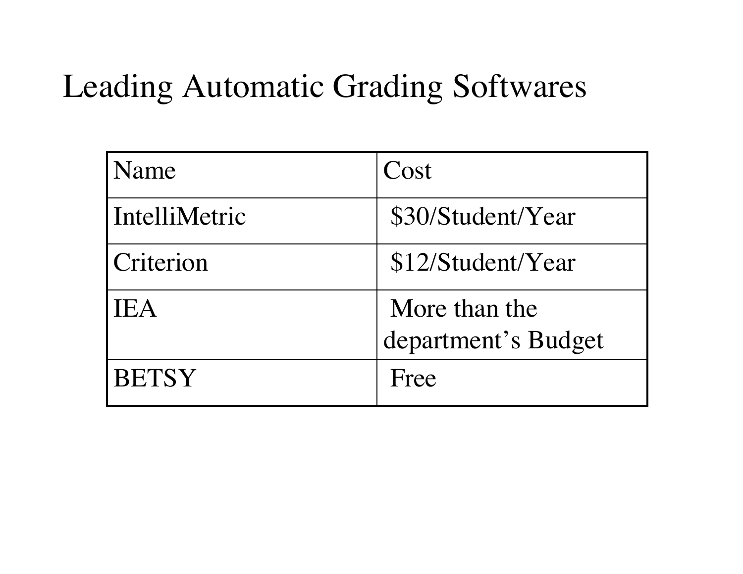# Leading Automatic Grading Softwares

| Name | Cost |
| --- | --- |
| IntelliMetric | $30/Student/Year |
| Criterion | $12/Student/Year |
| IEA | More than the department's Budget |
| BETSY | Free |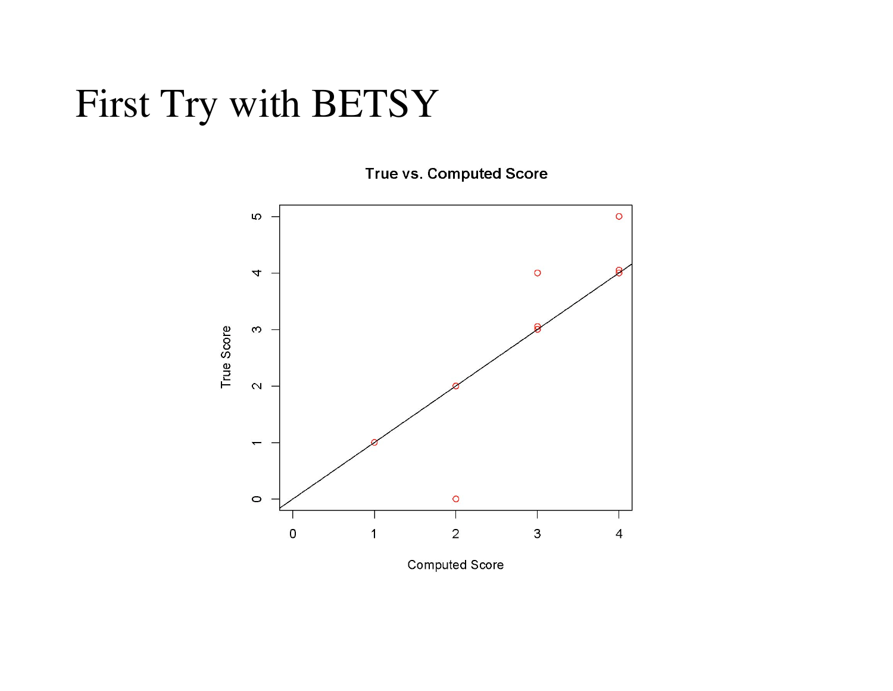# First Try with BETSY

True vs. Computed Score

True Score

Computed Score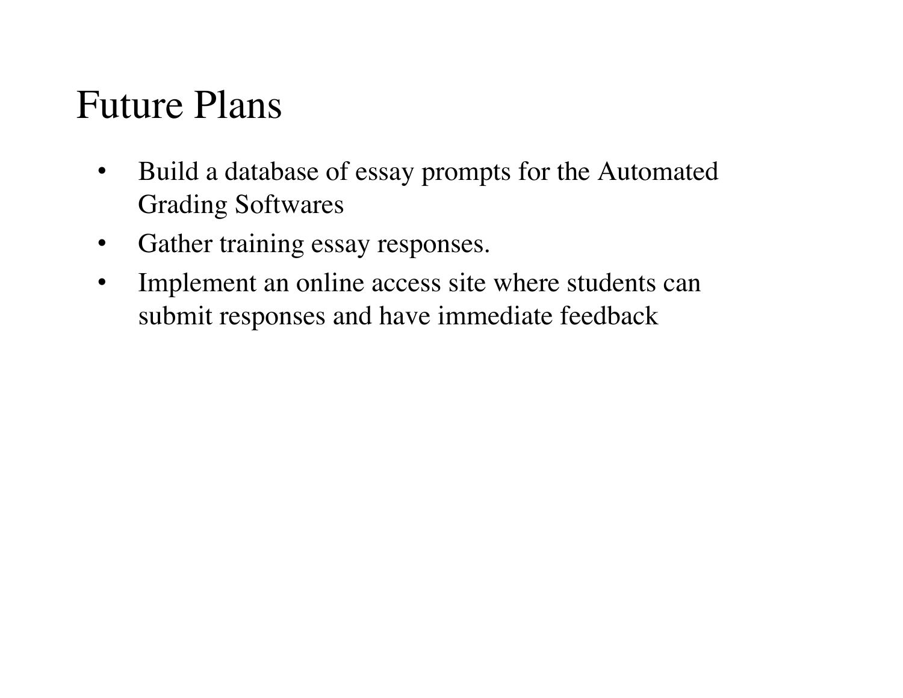# Future Plans

- Build a database of essay prompts for the Automated Grading Softwares
- Gather training essay responses.
- Implement an online access site where students can submit responses and have immediate feedback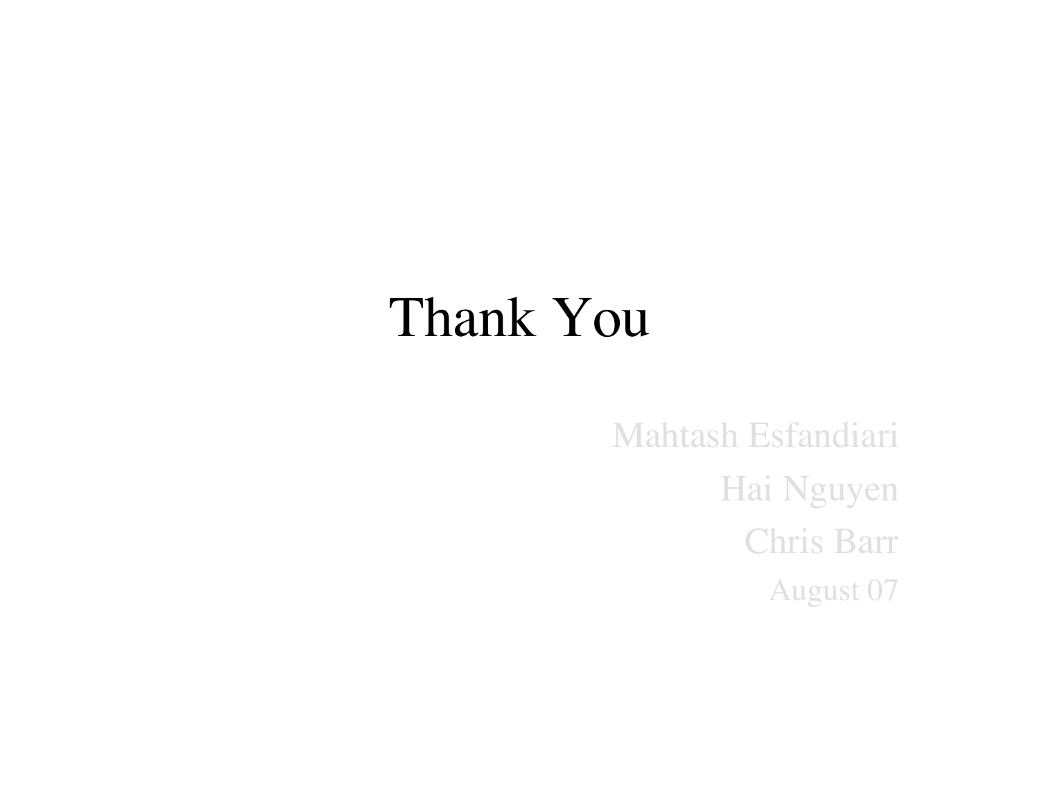# Thank You

Mahtash Esfandiari

Hai Nguyen

Chris Barr

August 07